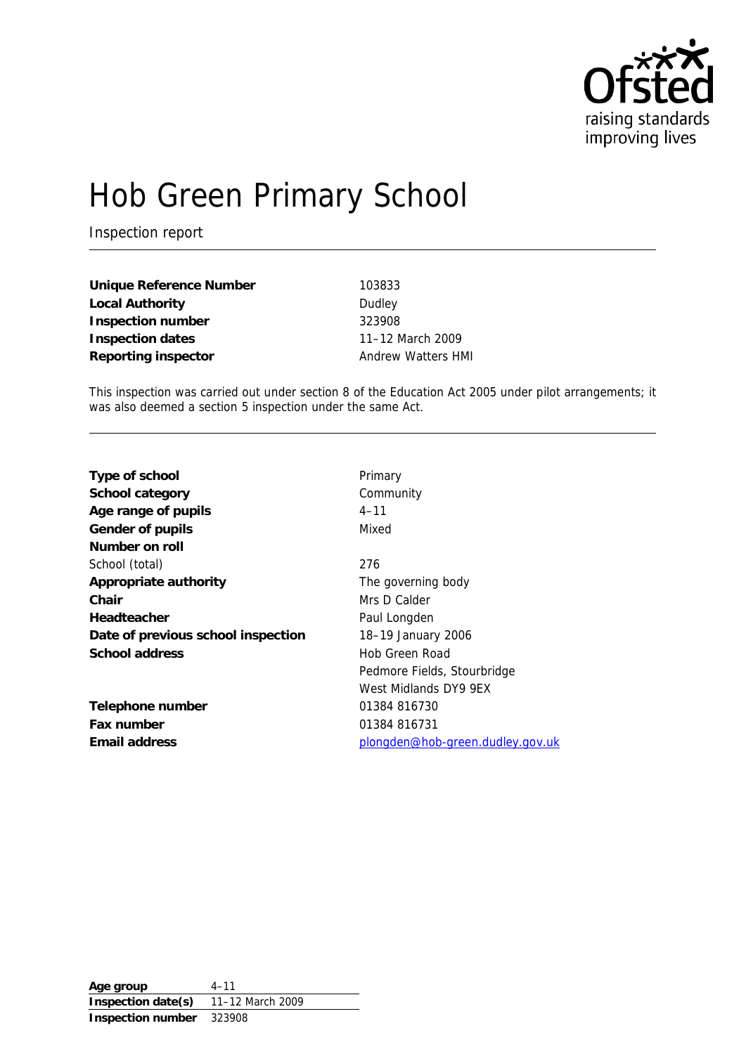# Hob Green Primary School

Inspection report

| | |
|---|---|
| **Unique Reference Number** | 103833 |
| **Local Authority** | Dudley |
| **Inspection number** | 323908 |
| **Inspection dates** | 11–12 March 2009 |
| **Reporting inspector** | Andrew Watters HMI |

This inspection was carried out under section 8 of the Education Act 2005 under pilot arrangements; it was also deemed a section 5 inspection under the same Act.

| | |
|---|---|
| **Type of school** | Primary |
| **School category** | Community |
| **Age range of pupils** | 4–11 |
| **Gender of pupils** | Mixed |
| **Number on roll** | |
| School (total) | 276 |
| **Appropriate authority** | The governing body |
| **Chair** | Mrs D Calder |
| **Headteacher** | Paul Longden |
| **Date of previous school inspection** | 18–19 January 2006 |
| **School address** | Hob Green Road<br>Pedmore Fields, Stourbridge<br>West Midlands DY9 9EX |
| **Telephone number** | 01384 816730 |
| **Fax number** | 01384 816731 |
| **Email address** | plongden@hob-green.dudley.gov.uk |

| | |
|---|---|
| **Age group** | 4–11 |
| **Inspection date(s)** | 11–12 March 2009 |
| **Inspection number** | 323908 |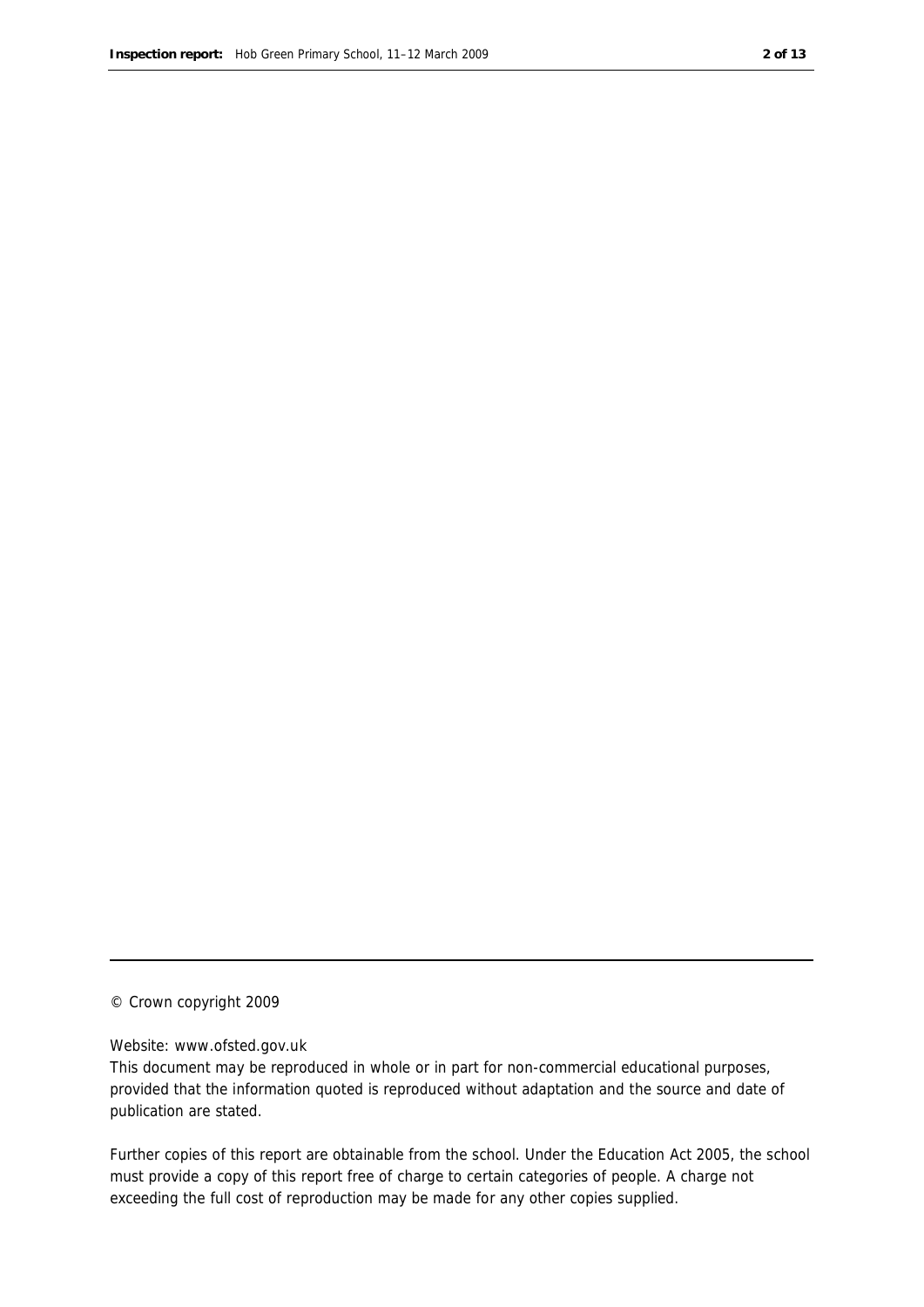© Crown copyright 2009

Website: www.ofsted.gov.uk

This document may be reproduced in whole or in part for non-commercial educational purposes, provided that the information quoted is reproduced without adaptation and the source and date of publication are stated.

Further copies of this report are obtainable from the school. Under the Education Act 2005, the school must provide a copy of this report free of charge to certain categories of people. A charge not exceeding the full cost of reproduction may be made for any other copies supplied.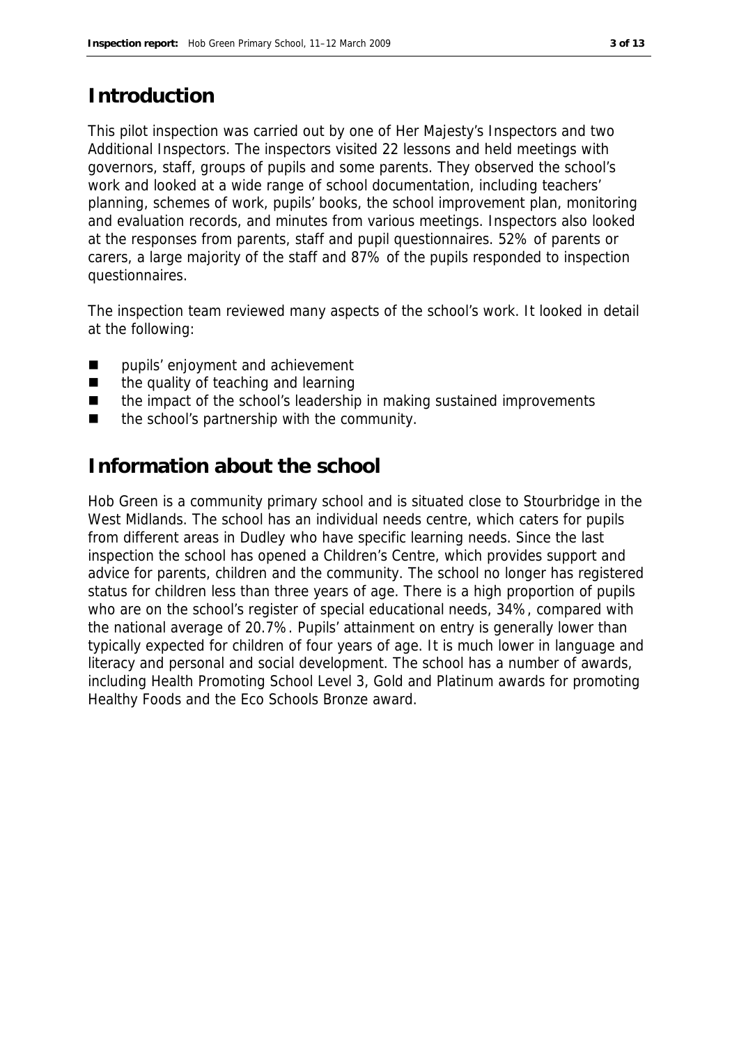## Introduction

This pilot inspection was carried out by one of Her Majesty's Inspectors and two Additional Inspectors. The inspectors visited 22 lessons and held meetings with governors, staff, groups of pupils and some parents. They observed the school's work and looked at a wide range of school documentation, including teachers' planning, schemes of work, pupils' books, the school improvement plan, monitoring and evaluation records, and minutes from various meetings. Inspectors also looked at the responses from parents, staff and pupil questionnaires. 52% of parents or carers, a large majority of the staff and 87% of the pupils responded to inspection questionnaires.

The inspection team reviewed many aspects of the school's work. It looked in detail at the following:

- pupils' enjoyment and achievement
- the quality of teaching and learning
- the impact of the school's leadership in making sustained improvements
- the school's partnership with the community.

## Information about the school

Hob Green is a community primary school and is situated close to Stourbridge in the West Midlands. The school has an individual needs centre, which caters for pupils from different areas in Dudley who have specific learning needs. Since the last inspection the school has opened a Children's Centre, which provides support and advice for parents, children and the community. The school no longer has registered status for children less than three years of age. There is a high proportion of pupils who are on the school's register of special educational needs, 34%, compared with the national average of 20.7%. Pupils' attainment on entry is generally lower than typically expected for children of four years of age. It is much lower in language and literacy and personal and social development. The school has a number of awards, including Health Promoting School Level 3, Gold and Platinum awards for promoting Healthy Foods and the Eco Schools Bronze award.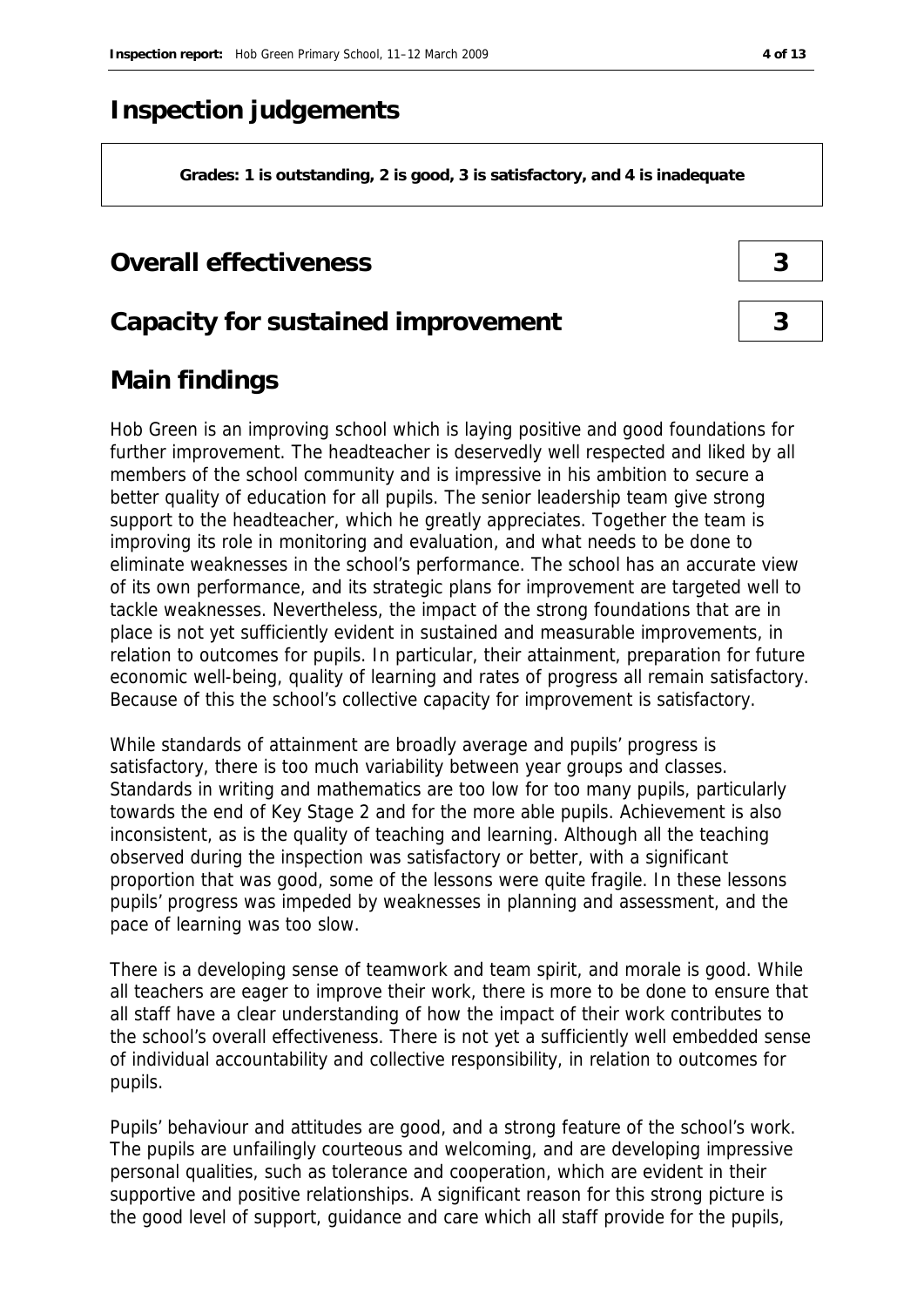# Inspection judgements

**Grades: 1 is outstanding, 2 is good, 3 is satisfactory, and 4 is inadequate**

## Overall effectiveness — 3

## Capacity for sustained improvement — 3

## Main findings

Hob Green is an improving school which is laying positive and good foundations for further improvement. The headteacher is deservedly well respected and liked by all members of the school community and is impressive in his ambition to secure a better quality of education for all pupils. The senior leadership team give strong support to the headteacher, which he greatly appreciates. Together the team is improving its role in monitoring and evaluation, and what needs to be done to eliminate weaknesses in the school's performance. The school has an accurate view of its own performance, and its strategic plans for improvement are targeted well to tackle weaknesses. Nevertheless, the impact of the strong foundations that are in place is not yet sufficiently evident in sustained and measurable improvements, in relation to outcomes for pupils. In particular, their attainment, preparation for future economic well-being, quality of learning and rates of progress all remain satisfactory. Because of this the school's collective capacity for improvement is satisfactory.

While standards of attainment are broadly average and pupils' progress is satisfactory, there is too much variability between year groups and classes. Standards in writing and mathematics are too low for too many pupils, particularly towards the end of Key Stage 2 and for the more able pupils. Achievement is also inconsistent, as is the quality of teaching and learning. Although all the teaching observed during the inspection was satisfactory or better, with a significant proportion that was good, some of the lessons were quite fragile. In these lessons pupils' progress was impeded by weaknesses in planning and assessment, and the pace of learning was too slow.

There is a developing sense of teamwork and team spirit, and morale is good. While all teachers are eager to improve their work, there is more to be done to ensure that all staff have a clear understanding of how the impact of their work contributes to the school's overall effectiveness. There is not yet a sufficiently well embedded sense of individual accountability and collective responsibility, in relation to outcomes for pupils.

Pupils' behaviour and attitudes are good, and a strong feature of the school's work. The pupils are unfailingly courteous and welcoming, and are developing impressive personal qualities, such as tolerance and cooperation, which are evident in their supportive and positive relationships. A significant reason for this strong picture is the good level of support, guidance and care which all staff provide for the pupils,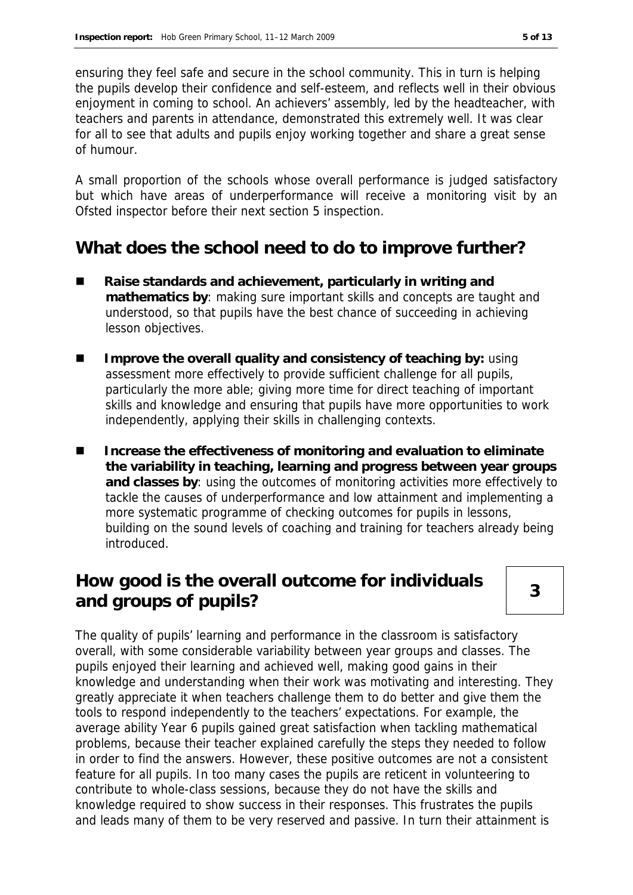ensuring they feel safe and secure in the school community. This in turn is helping the pupils develop their confidence and self-esteem, and reflects well in their obvious enjoyment in coming to school. An achievers' assembly, led by the headteacher, with teachers and parents in attendance, demonstrated this extremely well. It was clear for all to see that adults and pupils enjoy working together and share a great sense of humour.

A small proportion of the schools whose overall performance is judged satisfactory but which have areas of underperformance will receive a monitoring visit by an Ofsted inspector before their next section 5 inspection.

## What does the school need to do to improve further?

- **Raise standards and achievement, particularly in writing and mathematics by**: making sure important skills and concepts are taught and understood, so that pupils have the best chance of succeeding in achieving lesson objectives.
- **Improve the overall quality and consistency of teaching by:** using assessment more effectively to provide sufficient challenge for all pupils, particularly the more able; giving more time for direct teaching of important skills and knowledge and ensuring that pupils have more opportunities to work independently, applying their skills in challenging contexts.
- **Increase the effectiveness of monitoring and evaluation to eliminate the variability in teaching, learning and progress between year groups and classes by**: using the outcomes of monitoring activities more effectively to tackle the causes of underperformance and low attainment and implementing a more systematic programme of checking outcomes for pupils in lessons, building on the sound levels of coaching and training for teachers already being introduced.

## How good is the overall outcome for individuals and groups of pupils? **3**

The quality of pupils' learning and performance in the classroom is satisfactory overall, with some considerable variability between year groups and classes. The pupils enjoyed their learning and achieved well, making good gains in their knowledge and understanding when their work was motivating and interesting. They greatly appreciate it when teachers challenge them to do better and give them the tools to respond independently to the teachers' expectations. For example, the average ability Year 6 pupils gained great satisfaction when tackling mathematical problems, because their teacher explained carefully the steps they needed to follow in order to find the answers. However, these positive outcomes are not a consistent feature for all pupils. In too many cases the pupils are reticent in volunteering to contribute to whole-class sessions, because they do not have the skills and knowledge required to show success in their responses. This frustrates the pupils and leads many of them to be very reserved and passive. In turn their attainment is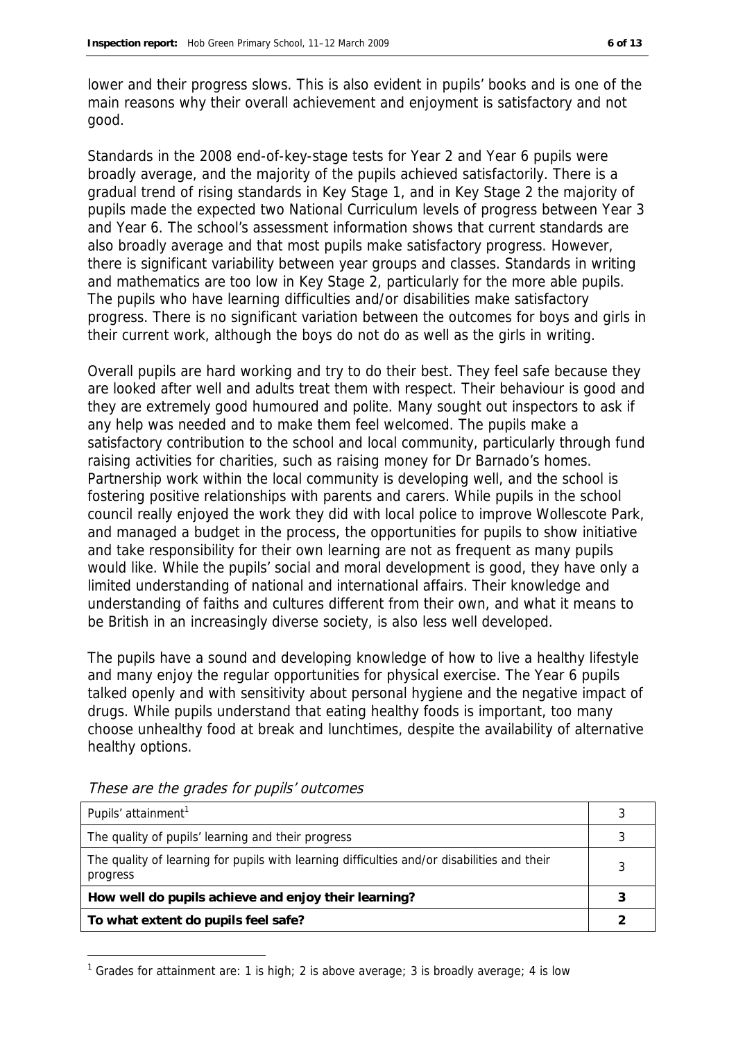lower and their progress slows. This is also evident in pupils' books and is one of the main reasons why their overall achievement and enjoyment is satisfactory and not good.

Standards in the 2008 end-of-key-stage tests for Year 2 and Year 6 pupils were broadly average, and the majority of the pupils achieved satisfactorily. There is a gradual trend of rising standards in Key Stage 1, and in Key Stage 2 the majority of pupils made the expected two National Curriculum levels of progress between Year 3 and Year 6. The school's assessment information shows that current standards are also broadly average and that most pupils make satisfactory progress. However, there is significant variability between year groups and classes. Standards in writing and mathematics are too low in Key Stage 2, particularly for the more able pupils. The pupils who have learning difficulties and/or disabilities make satisfactory progress. There is no significant variation between the outcomes for boys and girls in their current work, although the boys do not do as well as the girls in writing.

Overall pupils are hard working and try to do their best. They feel safe because they are looked after well and adults treat them with respect. Their behaviour is good and they are extremely good humoured and polite. Many sought out inspectors to ask if any help was needed and to make them feel welcomed. The pupils make a satisfactory contribution to the school and local community, particularly through fund raising activities for charities, such as raising money for Dr Barnado's homes. Partnership work within the local community is developing well, and the school is fostering positive relationships with parents and carers. While pupils in the school council really enjoyed the work they did with local police to improve Wollescote Park, and managed a budget in the process, the opportunities for pupils to show initiative and take responsibility for their own learning are not as frequent as many pupils would like. While the pupils' social and moral development is good, they have only a limited understanding of national and international affairs. Their knowledge and understanding of faiths and cultures different from their own, and what it means to be British in an increasingly diverse society, is also less well developed.

The pupils have a sound and developing knowledge of how to live a healthy lifestyle and many enjoy the regular opportunities for physical exercise. The Year 6 pupils talked openly and with sensitivity about personal hygiene and the negative impact of drugs. While pupils understand that eating healthy foods is important, too many choose unhealthy food at break and lunchtimes, despite the availability of alternative healthy options.

*These are the grades for pupils' outcomes*

| | |
|---|---|
| Pupils' attainment[1] | 3 |
| The quality of pupils' learning and their progress | 3 |
| The quality of learning for pupils with learning difficulties and/or disabilities and their progress | 3 |
| **How well do pupils achieve and enjoy their learning?** | **3** |
| **To what extent do pupils feel safe?** | **2** |

[1] Grades for attainment are: 1 is high; 2 is above average; 3 is broadly average; 4 is low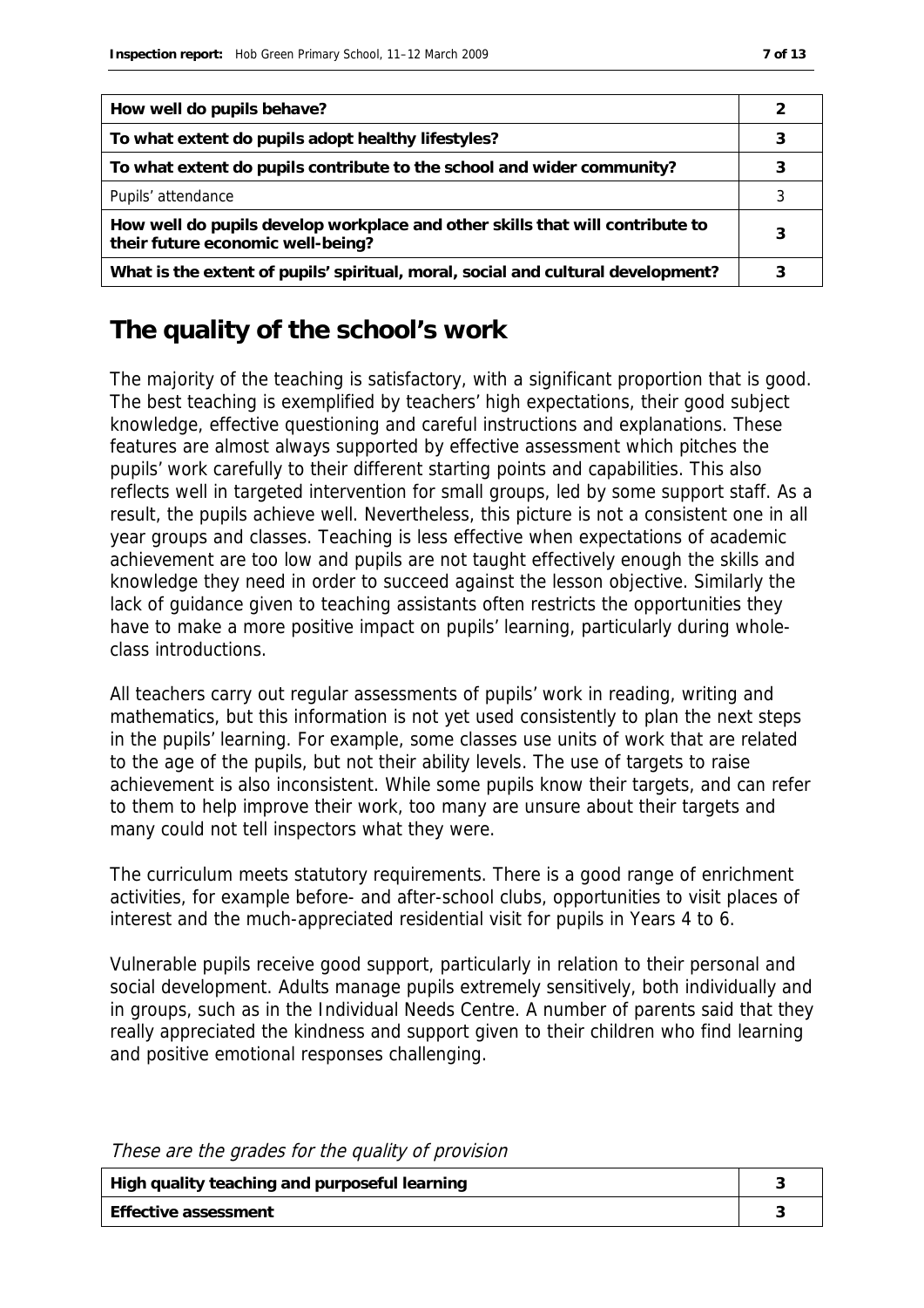| | |
|---|---|
| **How well do pupils behave?** | 2 |
| **To what extent do pupils adopt healthy lifestyles?** | 3 |
| **To what extent do pupils contribute to the school and wider community?** | 3 |
| Pupils' attendance | 3 |
| **How well do pupils develop workplace and other skills that will contribute to their future economic well-being?** | 3 |
| **What is the extent of pupils' spiritual, moral, social and cultural development?** | 3 |

# The quality of the school's work

The majority of the teaching is satisfactory, with a significant proportion that is good. The best teaching is exemplified by teachers' high expectations, their good subject knowledge, effective questioning and careful instructions and explanations. These features are almost always supported by effective assessment which pitches the pupils' work carefully to their different starting points and capabilities. This also reflects well in targeted intervention for small groups, led by some support staff. As a result, the pupils achieve well. Nevertheless, this picture is not a consistent one in all year groups and classes. Teaching is less effective when expectations of academic achievement are too low and pupils are not taught effectively enough the skills and knowledge they need in order to succeed against the lesson objective. Similarly the lack of guidance given to teaching assistants often restricts the opportunities they have to make a more positive impact on pupils' learning, particularly during whole-class introductions.

All teachers carry out regular assessments of pupils' work in reading, writing and mathematics, but this information is not yet used consistently to plan the next steps in the pupils' learning. For example, some classes use units of work that are related to the age of the pupils, but not their ability levels. The use of targets to raise achievement is also inconsistent. While some pupils know their targets, and can refer to them to help improve their work, too many are unsure about their targets and many could not tell inspectors what they were.

The curriculum meets statutory requirements. There is a good range of enrichment activities, for example before- and after-school clubs, opportunities to visit places of interest and the much-appreciated residential visit for pupils in Years 4 to 6.

Vulnerable pupils receive good support, particularly in relation to their personal and social development. Adults manage pupils extremely sensitively, both individually and in groups, such as in the Individual Needs Centre. A number of parents said that they really appreciated the kindness and support given to their children who find learning and positive emotional responses challenging.

*These are the grades for the quality of provision*

| | |
|---|---|
| **High quality teaching and purposeful learning** | 3 |
| **Effective assessment** | 3 |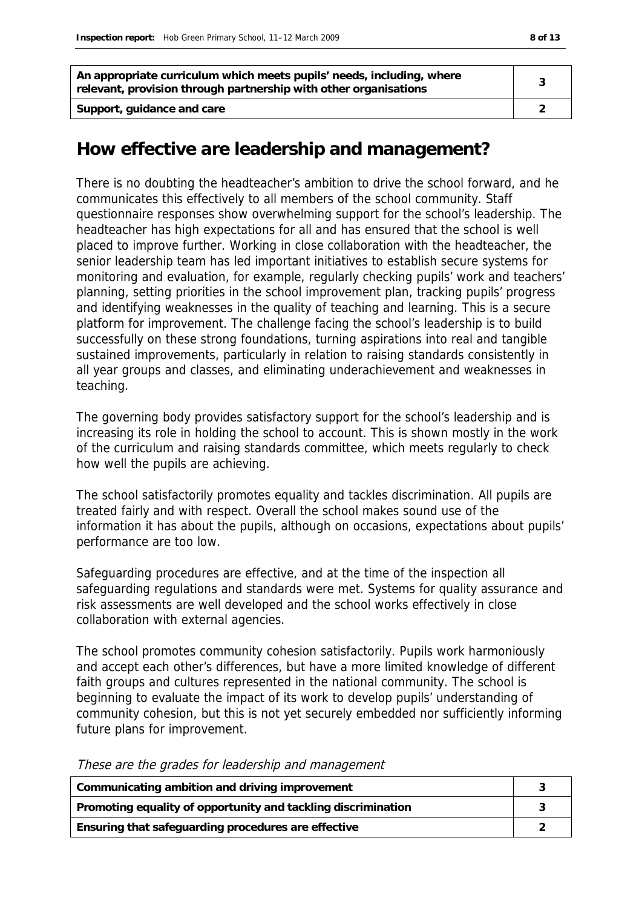| An appropriate curriculum which meets pupils' needs, including, where relevant, provision through partnership with other organisations | 3 |
|---|---|
| Support, guidance and care | 2 |

## How effective are leadership and management?

There is no doubting the headteacher's ambition to drive the school forward, and he communicates this effectively to all members of the school community. Staff questionnaire responses show overwhelming support for the school's leadership. The headteacher has high expectations for all and has ensured that the school is well placed to improve further. Working in close collaboration with the headteacher, the senior leadership team has led important initiatives to establish secure systems for monitoring and evaluation, for example, regularly checking pupils' work and teachers' planning, setting priorities in the school improvement plan, tracking pupils' progress and identifying weaknesses in the quality of teaching and learning. This is a secure platform for improvement. The challenge facing the school's leadership is to build successfully on these strong foundations, turning aspirations into real and tangible sustained improvements, particularly in relation to raising standards consistently in all year groups and classes, and eliminating underachievement and weaknesses in teaching.

The governing body provides satisfactory support for the school's leadership and is increasing its role in holding the school to account. This is shown mostly in the work of the curriculum and raising standards committee, which meets regularly to check how well the pupils are achieving.

The school satisfactorily promotes equality and tackles discrimination. All pupils are treated fairly and with respect. Overall the school makes sound use of the information it has about the pupils, although on occasions, expectations about pupils' performance are too low.

Safeguarding procedures are effective, and at the time of the inspection all safeguarding regulations and standards were met. Systems for quality assurance and risk assessments are well developed and the school works effectively in close collaboration with external agencies.

The school promotes community cohesion satisfactorily. Pupils work harmoniously and accept each other's differences, but have a more limited knowledge of different faith groups and cultures represented in the national community. The school is beginning to evaluate the impact of its work to develop pupils' understanding of community cohesion, but this is not yet securely embedded nor sufficiently informing future plans for improvement.

*These are the grades for leadership and management*

| Communicating ambition and driving improvement | 3 |
|---|---|
| Promoting equality of opportunity and tackling discrimination | 3 |
| Ensuring that safeguarding procedures are effective | 2 |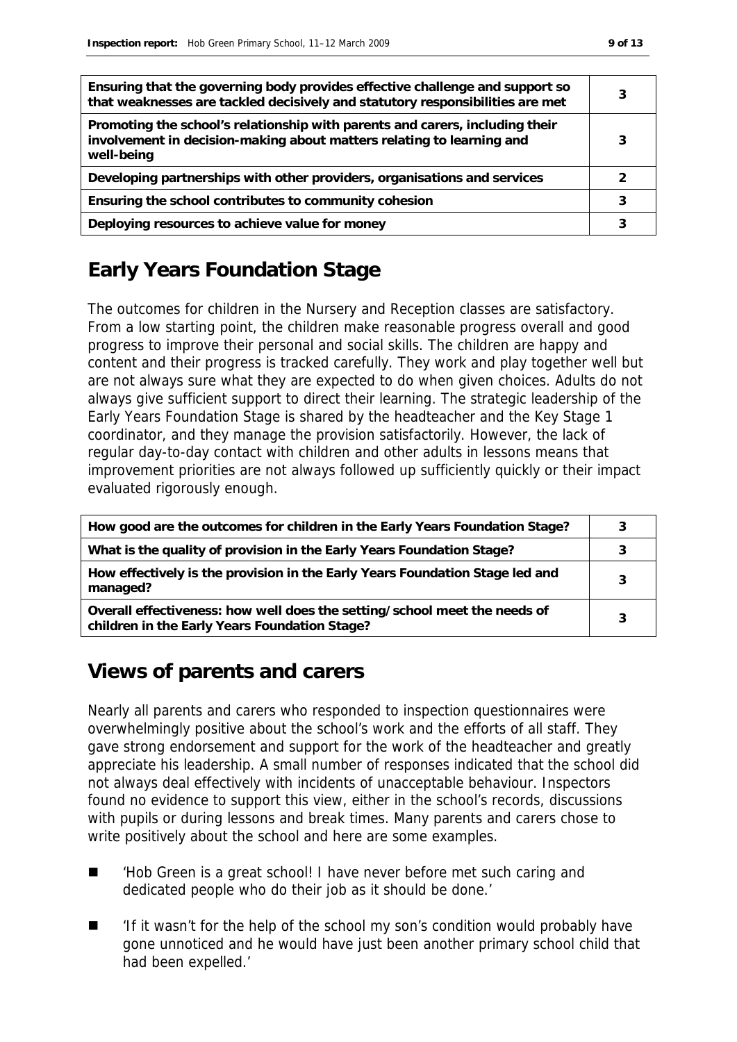| | |
|---|---|
| **Ensuring that the governing body provides effective challenge and support so that weaknesses are tackled decisively and statutory responsibilities are met** | 3 |
| **Promoting the school's relationship with parents and carers, including their involvement in decision-making about matters relating to learning and well-being** | 3 |
| **Developing partnerships with other providers, organisations and services** | 2 |
| **Ensuring the school contributes to community cohesion** | 3 |
| **Deploying resources to achieve value for money** | 3 |

## Early Years Foundation Stage

The outcomes for children in the Nursery and Reception classes are satisfactory. From a low starting point, the children make reasonable progress overall and good progress to improve their personal and social skills. The children are happy and content and their progress is tracked carefully. They work and play together well but are not always sure what they are expected to do when given choices. Adults do not always give sufficient support to direct their learning. The strategic leadership of the Early Years Foundation Stage is shared by the headteacher and the Key Stage 1 coordinator, and they manage the provision satisfactorily. However, the lack of regular day-to-day contact with children and other adults in lessons means that improvement priorities are not always followed up sufficiently quickly or their impact evaluated rigorously enough.

| | |
|---|---|
| **How good are the outcomes for children in the Early Years Foundation Stage?** | 3 |
| **What is the quality of provision in the Early Years Foundation Stage?** | 3 |
| **How effectively is the provision in the Early Years Foundation Stage led and managed?** | 3 |
| **Overall effectiveness: how well does the setting/school meet the needs of children in the Early Years Foundation Stage?** | 3 |

## Views of parents and carers

Nearly all parents and carers who responded to inspection questionnaires were overwhelmingly positive about the school's work and the efforts of all staff. They gave strong endorsement and support for the work of the headteacher and greatly appreciate his leadership. A small number of responses indicated that the school did not always deal effectively with incidents of unacceptable behaviour. Inspectors found no evidence to support this view, either in the school's records, discussions with pupils or during lessons and break times. Many parents and carers chose to write positively about the school and here are some examples.

- 'Hob Green is a great school! I have never before met such caring and dedicated people who do their job as it should be done.'
- 'If it wasn't for the help of the school my son's condition would probably have gone unnoticed and he would have just been another primary school child that had been expelled.'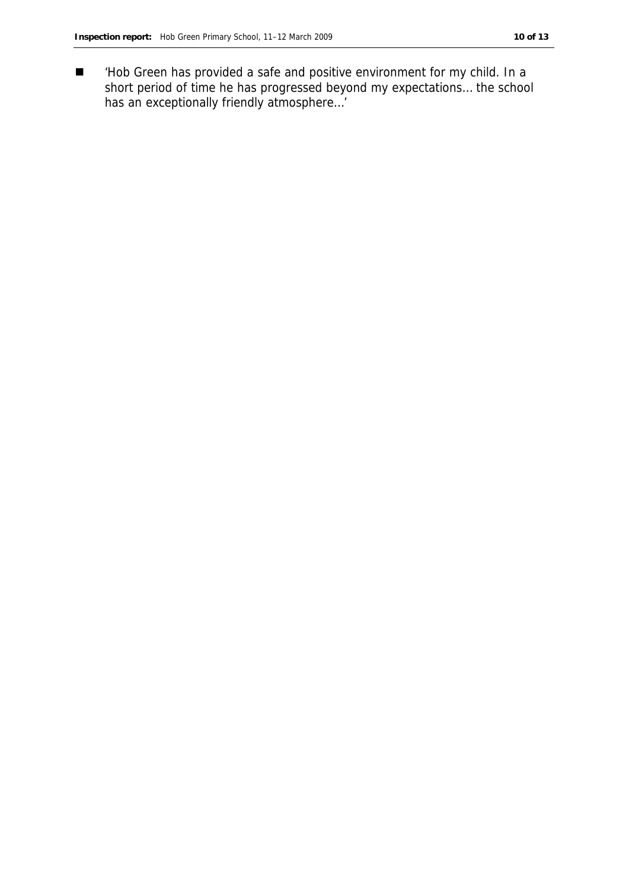- 'Hob Green has provided a safe and positive environment for my child. In a short period of time he has progressed beyond my expectations... the school has an exceptionally friendly atmosphere...'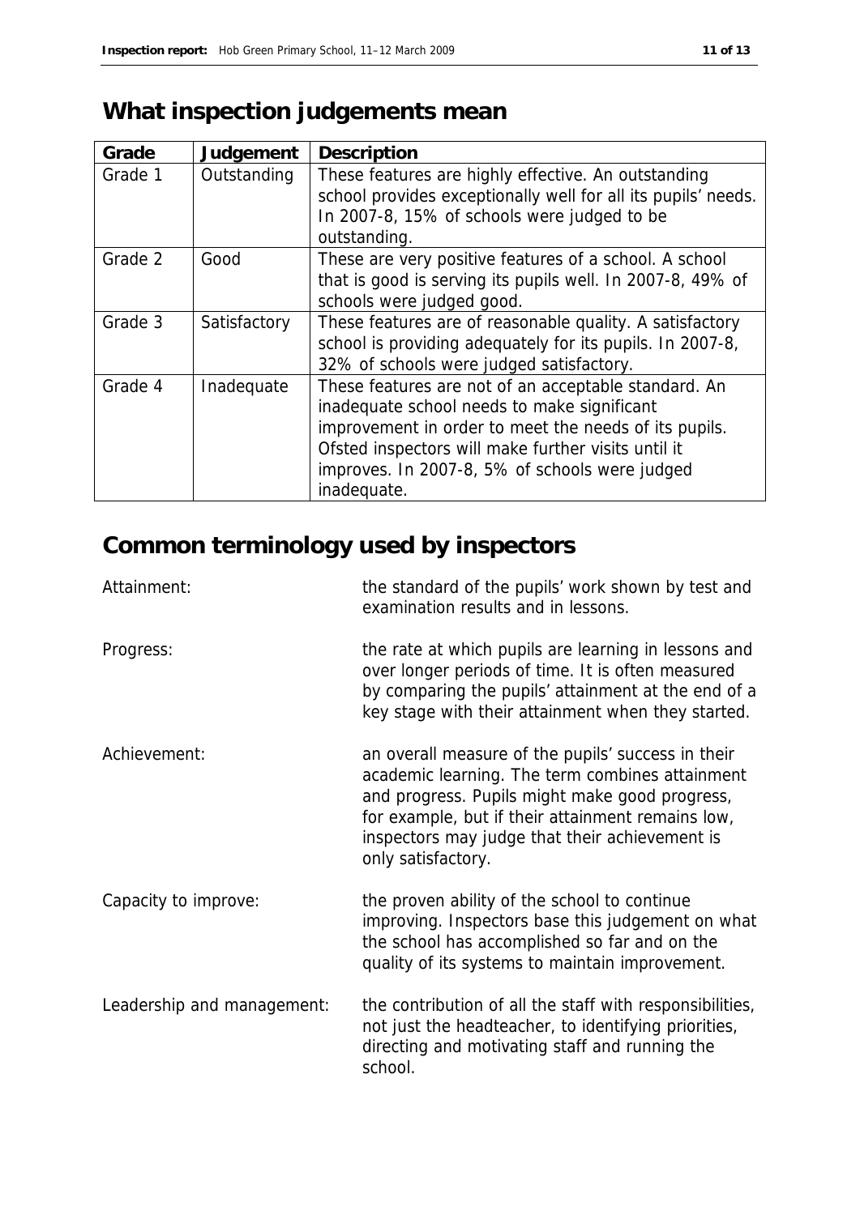## What inspection judgements mean

| Grade | Judgement | Description |
|---|---|---|
| Grade 1 | Outstanding | These features are highly effective. An outstanding school provides exceptionally well for all its pupils' needs. In 2007-8, 15% of schools were judged to be outstanding. |
| Grade 2 | Good | These are very positive features of a school. A school that is good is serving its pupils well. In 2007-8, 49% of schools were judged good. |
| Grade 3 | Satisfactory | These features are of reasonable quality. A satisfactory school is providing adequately for its pupils. In 2007-8, 32% of schools were judged satisfactory. |
| Grade 4 | Inadequate | These features are not of an acceptable standard. An inadequate school needs to make significant improvement in order to meet the needs of its pupils. Ofsted inspectors will make further visits until it improves. In 2007-8, 5% of schools were judged inadequate. |

## Common terminology used by inspectors

| | |
|---|---|
| Attainment: | the standard of the pupils' work shown by test and examination results and in lessons. |
| Progress: | the rate at which pupils are learning in lessons and over longer periods of time. It is often measured by comparing the pupils' attainment at the end of a key stage with their attainment when they started. |
| Achievement: | an overall measure of the pupils' success in their academic learning. The term combines attainment and progress. Pupils might make good progress, for example, but if their attainment remains low, inspectors may judge that their achievement is only satisfactory. |
| Capacity to improve: | the proven ability of the school to continue improving. Inspectors base this judgement on what the school has accomplished so far and on the quality of its systems to maintain improvement. |
| Leadership and management: | the contribution of all the staff with responsibilities, not just the headteacher, to identifying priorities, directing and motivating staff and running the school. |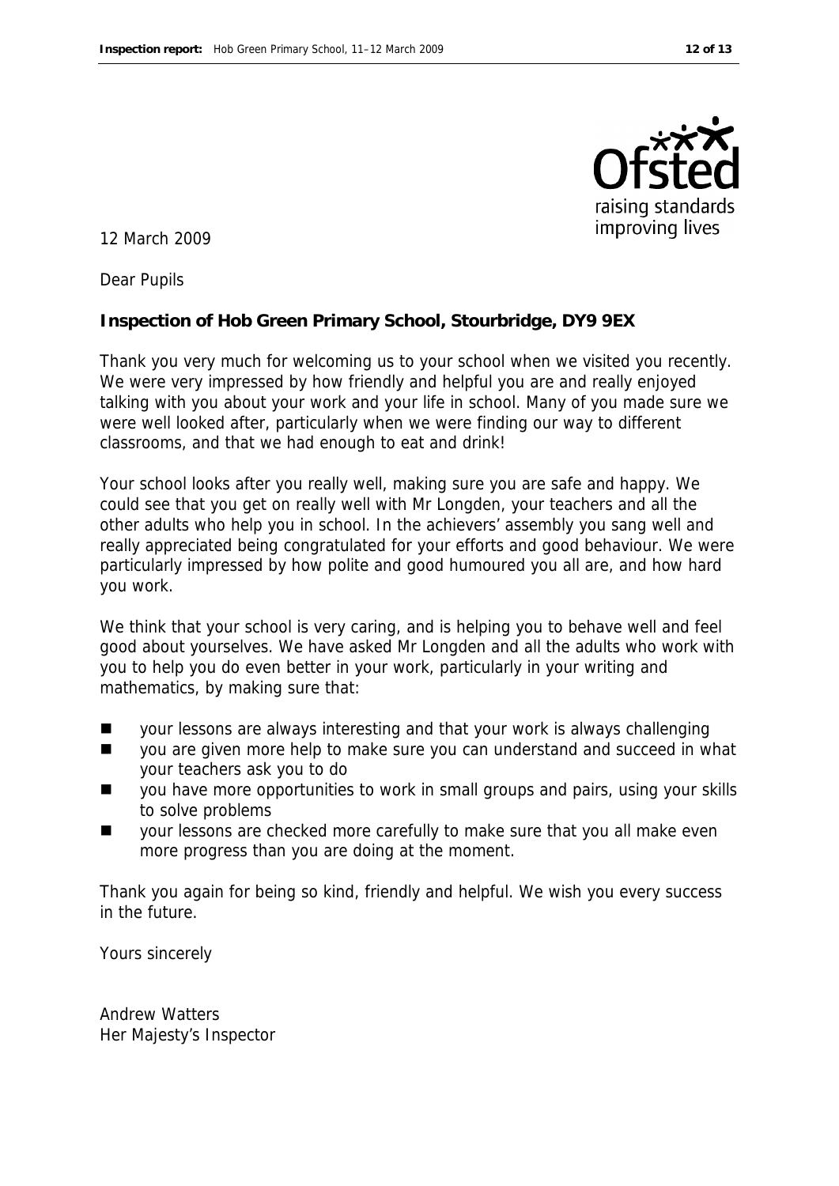12 March 2009

Dear Pupils

**Inspection of Hob Green Primary School, Stourbridge, DY9 9EX**

Thank you very much for welcoming us to your school when we visited you recently. We were very impressed by how friendly and helpful you are and really enjoyed talking with you about your work and your life in school. Many of you made sure we were well looked after, particularly when we were finding our way to different classrooms, and that we had enough to eat and drink!

Your school looks after you really well, making sure you are safe and happy. We could see that you get on really well with Mr Longden, your teachers and all the other adults who help you in school. In the achievers' assembly you sang well and really appreciated being congratulated for your efforts and good behaviour. We were particularly impressed by how polite and good humoured you all are, and how hard you work.

We think that your school is very caring, and is helping you to behave well and feel good about yourselves. We have asked Mr Longden and all the adults who work with you to help you do even better in your work, particularly in your writing and mathematics, by making sure that:

- your lessons are always interesting and that your work is always challenging
- you are given more help to make sure you can understand and succeed in what your teachers ask you to do
- you have more opportunities to work in small groups and pairs, using your skills to solve problems
- your lessons are checked more carefully to make sure that you all make even more progress than you are doing at the moment.

Thank you again for being so kind, friendly and helpful. We wish you every success in the future.

Yours sincerely

Andrew Watters
Her Majesty's Inspector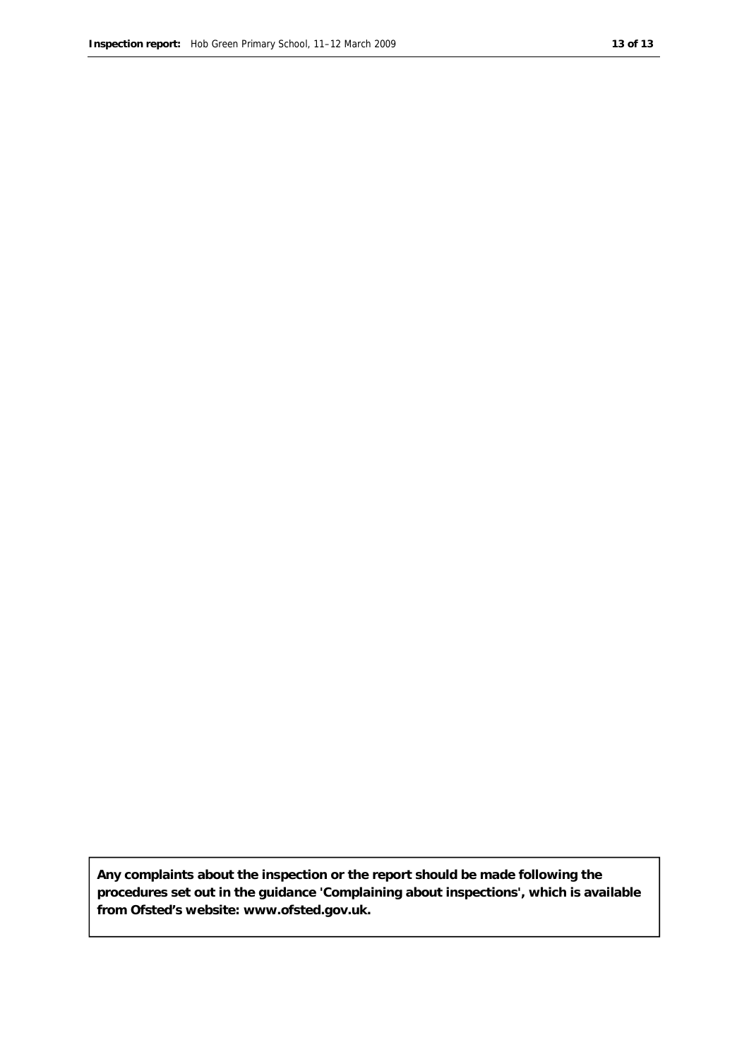**Any complaints about the inspection or the report should be made following the procedures set out in the guidance 'Complaining about inspections', which is available from Ofsted's website: www.ofsted.gov.uk.**